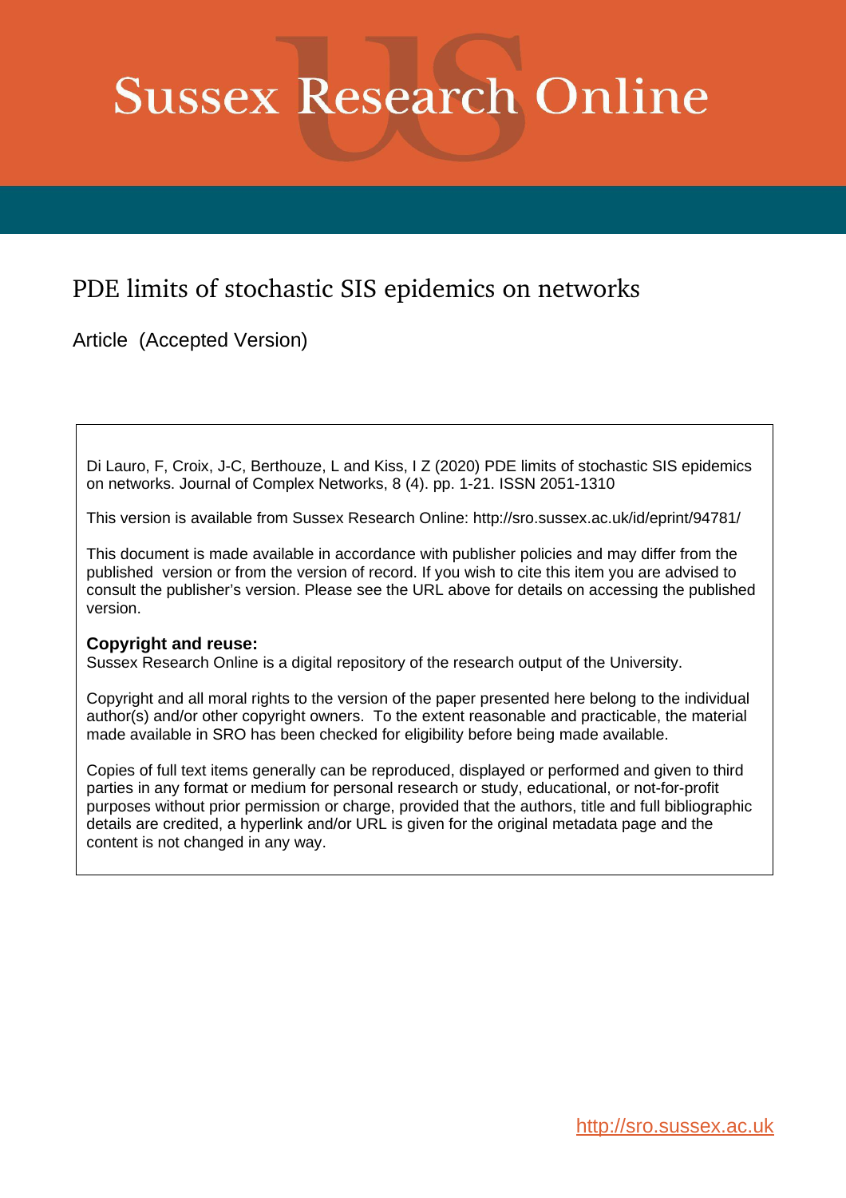# Sussex Research Online

## PDE limits of stochastic SIS epidemics on networks

Article (Accepted Version)

Di Lauro, F, Croix, J-C, Berthouze, L and Kiss, I Z (2020) PDE limits of stochastic SIS epidemics on networks. Journal of Complex Networks, 8 (4). pp. 1-21. ISSN 2051-1310

This version is available from Sussex Research Online: http://sro.sussex.ac.uk/id/eprint/94781/

This document is made available in accordance with publisher policies and may differ from the published version or from the version of record. If you wish to cite this item you are advised to consult the publisher's version. Please see the URL above for details on accessing the published version.

**Copyright and reuse:**
Sussex Research Online is a digital repository of the research output of the University.

Copyright and all moral rights to the version of the paper presented here belong to the individual author(s) and/or other copyright owners. To the extent reasonable and practicable, the material made available in SRO has been checked for eligibility before being made available.

Copies of full text items generally can be reproduced, displayed or performed and given to third parties in any format or medium for personal research or study, educational, or not-for-profit purposes without prior permission or charge, provided that the authors, title and full bibliographic details are credited, a hyperlink and/or URL is given for the original metadata page and the content is not changed in any way.

http://sro.sussex.ac.uk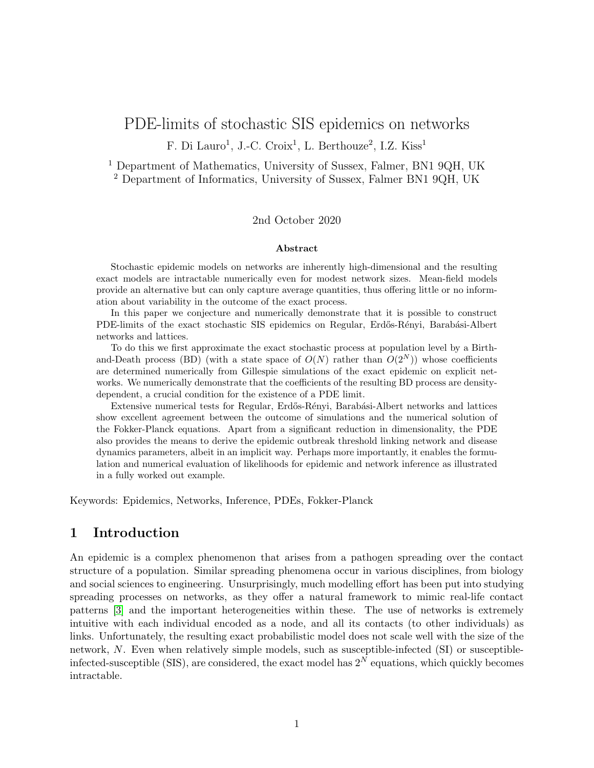# PDE-limits of stochastic SIS epidemics on networks

F. Di Lauro[1], J.-C. Croix[1], L. Berthouze[2], I.Z. Kiss[1]

[1] Department of Mathematics, University of Sussex, Falmer, BN1 9QH, UK
[2] Department of Informatics, University of Sussex, Falmer BN1 9QH, UK

2nd October 2020

**Abstract**

Stochastic epidemic models on networks are inherently high-dimensional and the resulting exact models are intractable numerically even for modest network sizes. Mean-field models provide an alternative but can only capture average quantities, thus offering little or no information about variability in the outcome of the exact process.

In this paper we conjecture and numerically demonstrate that it is possible to construct PDE-limits of the exact stochastic SIS epidemics on Regular, Erdős-Rényi, Barabási-Albert networks and lattices.

To do this we first approximate the exact stochastic process at population level by a Birth-and-Death process (BD) (with a state space of $O(N)$ rather than $O(2^N)$) whose coefficients are determined numerically from Gillespie simulations of the exact epidemic on explicit networks. We numerically demonstrate that the coefficients of the resulting BD process are density-dependent, a crucial condition for the existence of a PDE limit.

Extensive numerical tests for Regular, Erdős-Rényi, Barabási-Albert networks and lattices show excellent agreement between the outcome of simulations and the numerical solution of the Fokker-Planck equations. Apart from a significant reduction in dimensionality, the PDE also provides the means to derive the epidemic outbreak threshold linking network and disease dynamics parameters, albeit in an implicit way. Perhaps more importantly, it enables the formulation and numerical evaluation of likelihoods for epidemic and network inference as illustrated in a fully worked out example.

Keywords: Epidemics, Networks, Inference, PDEs, Fokker-Planck

## 1 Introduction

An epidemic is a complex phenomenon that arises from a pathogen spreading over the contact structure of a population. Similar spreading phenomena occur in various disciplines, from biology and social sciences to engineering. Unsurprisingly, much modelling effort has been put into studying spreading processes on networks, as they offer a natural framework to mimic real-life contact patterns [3] and the important heterogeneities within these. The use of networks is extremely intuitive with each individual encoded as a node, and all its contacts (to other individuals) as links. Unfortunately, the resulting exact probabilistic model does not scale well with the size of the network, $N$. Even when relatively simple models, such as susceptible-infected (SI) or susceptible-infected-susceptible (SIS), are considered, the exact model has $2^N$ equations, which quickly becomes intractable.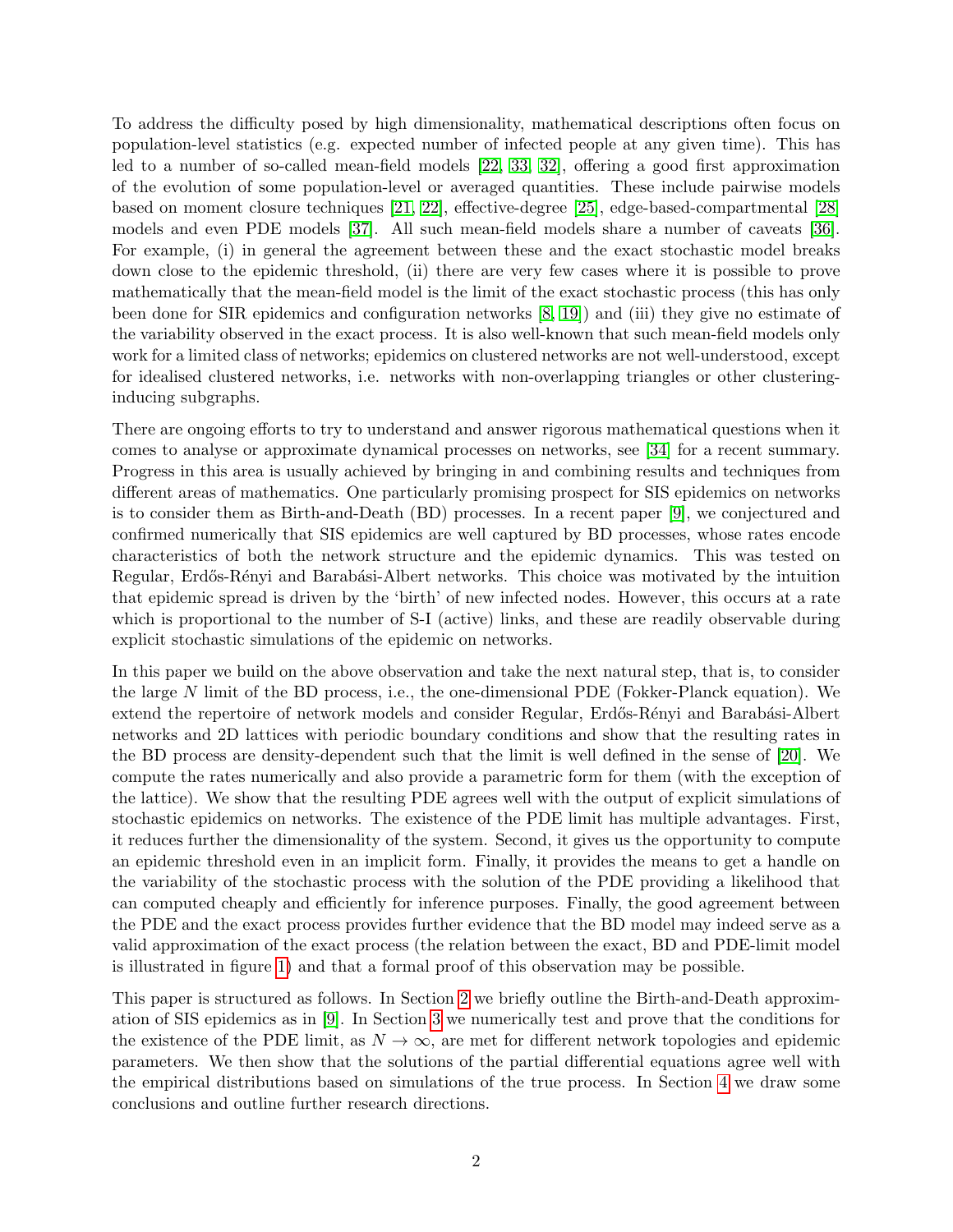To address the difficulty posed by high dimensionality, mathematical descriptions often focus on population-level statistics (e.g. expected number of infected people at any given time). This has led to a number of so-called mean-field models [22, 33, 32], offering a good first approximation of the evolution of some population-level or averaged quantities. These include pairwise models based on moment closure techniques [21, 22], effective-degree [25], edge-based-compartmental [28] models and even PDE models [37]. All such mean-field models share a number of caveats [36]. For example, (i) in general the agreement between these and the exact stochastic model breaks down close to the epidemic threshold, (ii) there are very few cases where it is possible to prove mathematically that the mean-field model is the limit of the exact stochastic process (this has only been done for SIR epidemics and configuration networks [8, 19]) and (iii) they give no estimate of the variability observed in the exact process. It is also well-known that such mean-field models only work for a limited class of networks; epidemics on clustered networks are not well-understood, except for idealised clustered networks, i.e. networks with non-overlapping triangles or other clustering-inducing subgraphs.

There are ongoing efforts to try to understand and answer rigorous mathematical questions when it comes to analyse or approximate dynamical processes on networks, see [34] for a recent summary. Progress in this area is usually achieved by bringing in and combining results and techniques from different areas of mathematics. One particularly promising prospect for SIS epidemics on networks is to consider them as Birth-and-Death (BD) processes. In a recent paper [9], we conjectured and confirmed numerically that SIS epidemics are well captured by BD processes, whose rates encode characteristics of both the network structure and the epidemic dynamics. This was tested on Regular, Erdős-Rényi and Barabási-Albert networks. This choice was motivated by the intuition that epidemic spread is driven by the 'birth' of new infected nodes. However, this occurs at a rate which is proportional to the number of S-I (active) links, and these are readily observable during explicit stochastic simulations of the epidemic on networks.

In this paper we build on the above observation and take the next natural step, that is, to consider the large $N$ limit of the BD process, i.e., the one-dimensional PDE (Fokker-Planck equation). We extend the repertoire of network models and consider Regular, Erdős-Rényi and Barabási-Albert networks and 2D lattices with periodic boundary conditions and show that the resulting rates in the BD process are density-dependent such that the limit is well defined in the sense of [20]. We compute the rates numerically and also provide a parametric form for them (with the exception of the lattice). We show that the resulting PDE agrees well with the output of explicit simulations of stochastic epidemics on networks. The existence of the PDE limit has multiple advantages. First, it reduces further the dimensionality of the system. Second, it gives us the opportunity to compute an epidemic threshold even in an implicit form. Finally, it provides the means to get a handle on the variability of the stochastic process with the solution of the PDE providing a likelihood that can computed cheaply and efficiently for inference purposes. Finally, the good agreement between the PDE and the exact process provides further evidence that the BD model may indeed serve as a valid approximation of the exact process (the relation between the exact, BD and PDE-limit model is illustrated in figure 1) and that a formal proof of this observation may be possible.

This paper is structured as follows. In Section 2 we briefly outline the Birth-and-Death approximation of SIS epidemics as in [9]. In Section 3 we numerically test and prove that the conditions for the existence of the PDE limit, as $N \to \infty$, are met for different network topologies and epidemic parameters. We then show that the solutions of the partial differential equations agree well with the empirical distributions based on simulations of the true process. In Section 4 we draw some conclusions and outline further research directions.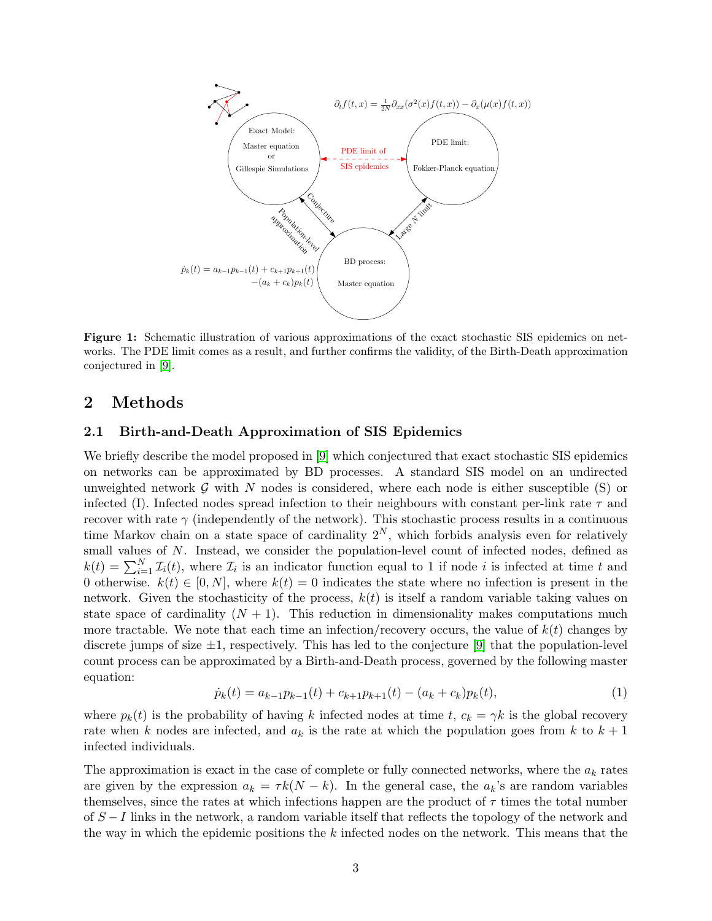**Figure 1:** Schematic illustration of various approximations of the exact stochastic SIS epidemics on networks. The PDE limit comes as a result, and further confirms the validity, of the Birth-Death approximation conjectured in [9].

## 2 Methods

### 2.1 Birth-and-Death Approximation of SIS Epidemics

We briefly describe the model proposed in [9] which conjectured that exact stochastic SIS epidemics on networks can be approximated by BD processes. A standard SIS model on an undirected unweighted network $\mathcal{G}$ with $N$ nodes is considered, where each node is either susceptible (S) or infected (I). Infected nodes spread infection to their neighbours with constant per-link rate $\tau$ and recover with rate $\gamma$ (independently of the network). This stochastic process results in a continuous time Markov chain on a state space of cardinality $2^N$, which forbids analysis even for relatively small values of $N$. Instead, we consider the population-level count of infected nodes, defined as $k(t) = \sum_{i=1}^{N} \mathcal{I}_i(t)$, where $\mathcal{I}_i$ is an indicator function equal to 1 if node $i$ is infected at time $t$ and 0 otherwise. $k(t) \in [0, N]$, where $k(t) = 0$ indicates the state where no infection is present in the network. Given the stochasticity of the process, $k(t)$ is itself a random variable taking values on state space of cardinality $(N + 1)$. This reduction in dimensionality makes computations much more tractable. We note that each time an infection/recovery occurs, the value of $k(t)$ changes by discrete jumps of size $\pm 1$, respectively. This has led to the conjecture [9] that the population-level count process can be approximated by a Birth-and-Death process, governed by the following master equation:

$$\dot{p}_k(t) = a_{k-1}p_{k-1}(t) + c_{k+1}p_{k+1}(t) - (a_k + c_k)p_k(t), \tag{1}$$

where $p_k(t)$ is the probability of having $k$ infected nodes at time $t$, $c_k = \gamma k$ is the global recovery rate when $k$ nodes are infected, and $a_k$ is the rate at which the population goes from $k$ to $k + 1$ infected individuals.

The approximation is exact in the case of complete or fully connected networks, where the $a_k$ rates are given by the expression $a_k = \tau k(N - k)$. In the general case, the $a_k$'s are random variables themselves, since the rates at which infections happen are the product of $\tau$ times the total number of $S - I$ links in the network, a random variable itself that reflects the topology of the network and the way in which the epidemic positions the $k$ infected nodes on the network. This means that the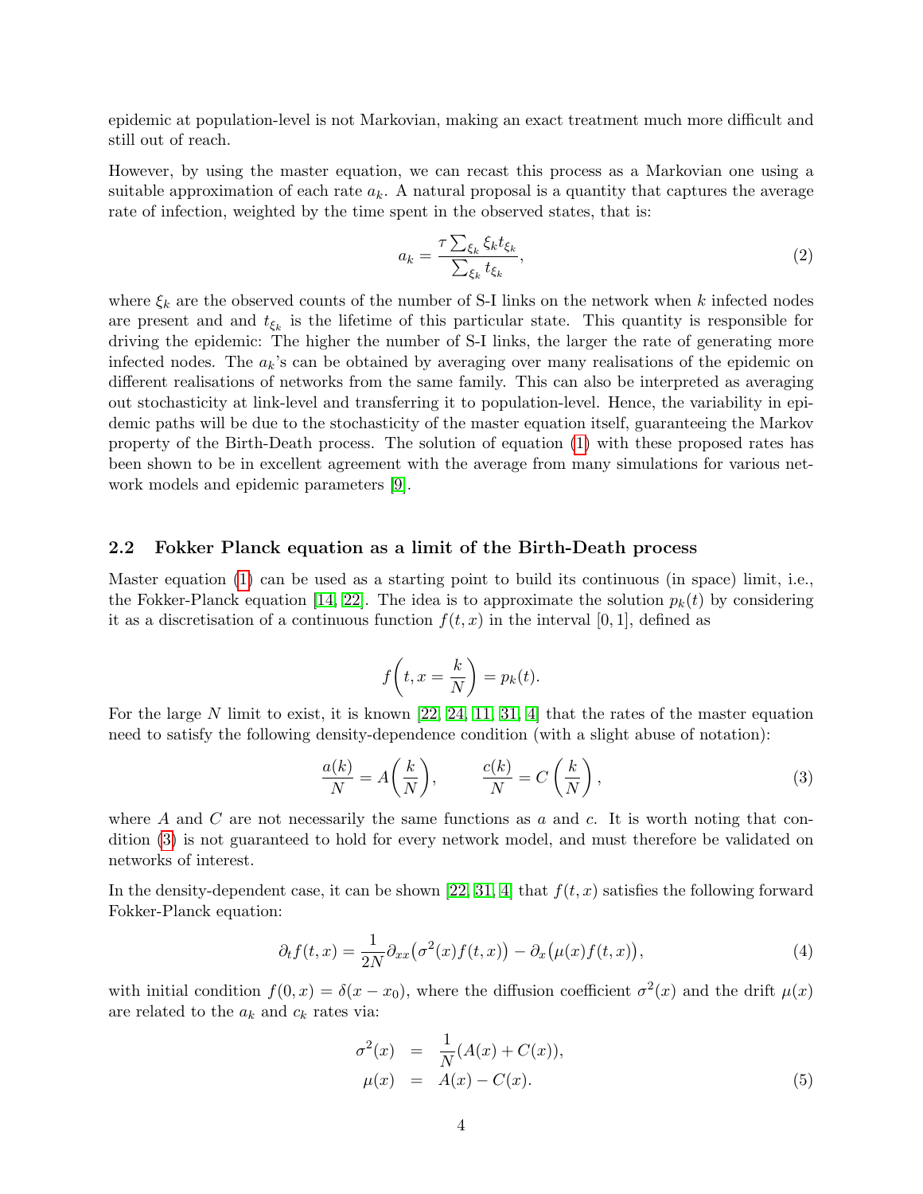epidemic at population-level is not Markovian, making an exact treatment much more difficult and still out of reach.

However, by using the master equation, we can recast this process as a Markovian one using a suitable approximation of each rate $a_k$. A natural proposal is a quantity that captures the average rate of infection, weighted by the time spent in the observed states, that is:

$$a_k = \frac{\tau \sum_{\xi_k} \xi_k t_{\xi_k}}{\sum_{\xi_k} t_{\xi_k}}, \tag{2}$$

where $\xi_k$ are the observed counts of the number of S-I links on the network when $k$ infected nodes are present and and $t_{\xi_k}$ is the lifetime of this particular state. This quantity is responsible for driving the epidemic: The higher the number of S-I links, the larger the rate of generating more infected nodes. The $a_k$'s can be obtained by averaging over many realisations of the epidemic on different realisations of networks from the same family. This can also be interpreted as averaging out stochasticity at link-level and transferring it to population-level. Hence, the variability in epidemic paths will be due to the stochasticity of the master equation itself, guaranteeing the Markov property of the Birth-Death process. The solution of equation (1) with these proposed rates has been shown to be in excellent agreement with the average from many simulations for various network models and epidemic parameters [9].

### 2.2 Fokker Planck equation as a limit of the Birth-Death process

Master equation (1) can be used as a starting point to build its continuous (in space) limit, i.e., the Fokker-Planck equation [14, 22]. The idea is to approximate the solution $p_k(t)$ by considering it as a discretisation of a continuous function $f(t, x)$ in the interval $[0, 1]$, defined as

$$f\left(t, x = \frac{k}{N}\right) = p_k(t).$$

For the large $N$ limit to exist, it is known [22, 24, 11, 31, 4] that the rates of the master equation need to satisfy the following density-dependence condition (with a slight abuse of notation):

$$\frac{a(k)}{N} = A\left(\frac{k}{N}\right), \qquad \frac{c(k)}{N} = C\left(\frac{k}{N}\right), \tag{3}$$

where $A$ and $C$ are not necessarily the same functions as $a$ and $c$. It is worth noting that condition (3) is not guaranteed to hold for every network model, and must therefore be validated on networks of interest.

In the density-dependent case, it can be shown [22, 31, 4] that $f(t, x)$ satisfies the following forward Fokker-Planck equation:

$$\partial_t f(t, x) = \frac{1}{2N} \partial_{xx}\big(\sigma^2(x) f(t, x)\big) - \partial_x\big(\mu(x) f(t, x)\big), \tag{4}$$

with initial condition $f(0, x) = \delta(x - x_0)$, where the diffusion coefficient $\sigma^2(x)$ and the drift $\mu(x)$ are related to the $a_k$ and $c_k$ rates via:

$$\begin{aligned} \sigma^2(x) &= \frac{1}{N}(A(x) + C(x)), \\ \mu(x) &= A(x) - C(x). \end{aligned} \tag{5}$$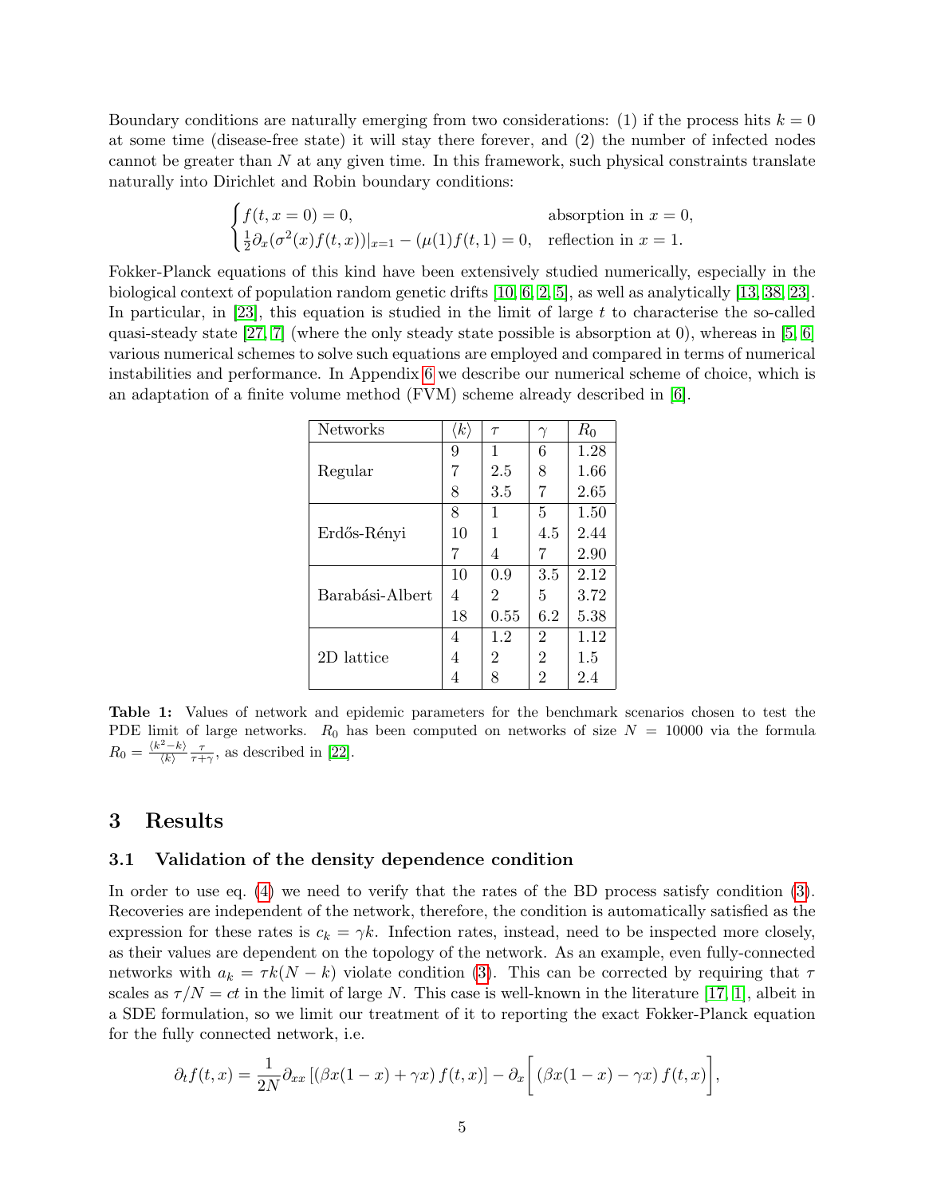Boundary conditions are naturally emerging from two considerations: (1) if the process hits $k = 0$ at some time (disease-free state) it will stay there forever, and (2) the number of infected nodes cannot be greater than $N$ at any given time. In this framework, such physical constraints translate naturally into Dirichlet and Robin boundary conditions:

$$\begin{cases} f(t, x = 0) = 0, & \text{absorption in } x = 0, \\ \frac{1}{2}\partial_x(\sigma^2(x)f(t,x))|_{x=1} - (\mu(1)f(t,1) = 0, & \text{reflection in } x = 1. \end{cases}$$

Fokker-Planck equations of this kind have been extensively studied numerically, especially in the biological context of population random genetic drifts [10, 6, 2, 5], as well as analytically [13, 38, 23]. In particular, in [23], this equation is studied in the limit of large $t$ to characterise the so-called quasi-steady state [27, 7] (where the only steady state possible is absorption at 0), whereas in [5, 6] various numerical schemes to solve such equations are employed and compared in terms of numerical instabilities and performance. In Appendix 6 we describe our numerical scheme of choice, which is an adaptation of a finite volume method (FVM) scheme already described in [6].

| Networks | $\langle k \rangle$ | $\tau$ | $\gamma$ | $R_0$ |
|---|---|---|---|---|
| Regular | 9 | 1 | 6 | 1.28 |
| | 7 | 2.5 | 8 | 1.66 |
| | 8 | 3.5 | 7 | 2.65 |
| Erdős-Rényi | 8 | 1 | 5 | 1.50 |
| | 10 | 1 | 4.5 | 2.44 |
| | 7 | 4 | 7 | 2.90 |
| Barabási-Albert | 10 | 0.9 | 3.5 | 2.12 |
| | 4 | 2 | 5 | 3.72 |
| | 18 | 0.55 | 6.2 | 5.38 |
| 2D lattice | 4 | 1.2 | 2 | 1.12 |
| | 4 | 2 | 2 | 1.5 |
| | 4 | 8 | 2 | 2.4 |

**Table 1:** Values of network and epidemic parameters for the benchmark scenarios chosen to test the PDE limit of large networks. $R_0$ has been computed on networks of size $N = 10000$ via the formula $R_0 = \frac{\langle k^2 - k \rangle}{\langle k \rangle} \frac{\tau}{\tau + \gamma}$, as described in [22].

## 3 Results

### 3.1 Validation of the density dependence condition

In order to use eq. (4) we need to verify that the rates of the BD process satisfy condition (3). Recoveries are independent of the network, therefore, the condition is automatically satisfied as the expression for these rates is $c_k = \gamma k$. Infection rates, instead, need to be inspected more closely, as their values are dependent on the topology of the network. As an example, even fully-connected networks with $a_k = \tau k(N - k)$ violate condition (3). This can be corrected by requiring that $\tau$ scales as $\tau/N = ct$ in the limit of large $N$. This case is well-known in the literature [17, 1], albeit in a SDE formulation, so we limit our treatment of it to reporting the exact Fokker-Planck equation for the fully connected network, i.e.

$$\partial_t f(t, x) = \frac{1}{2N}\partial_{xx}\left[(\beta x(1-x) + \gamma x) f(t, x)\right] - \partial_x\bigg[(\beta x(1-x) - \gamma x) f(t, x)\bigg],$$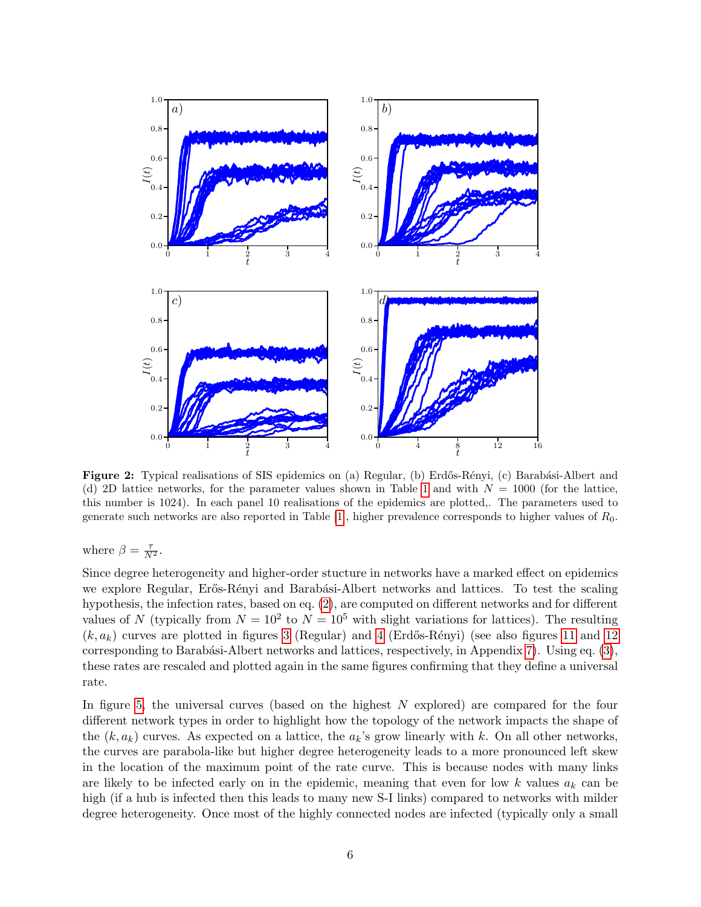**Figure 2:** Typical realisations of SIS epidemics on (a) Regular, (b) Erdős-Rényi, (c) Barabási-Albert and (d) 2D lattice networks, for the parameter values shown in Table 1 and with $N = 1000$ (for the lattice, this number is 1024). In each panel 10 realisations of the epidemics are plotted,. The parameters used to generate such networks are also reported in Table [1], higher prevalence corresponds to higher values of $R_0$.

where $\beta = \frac{\tau}{N^2}$.

Since degree heterogeneity and higher-order stucture in networks have a marked effect on epidemics we explore Regular, Erős-Rényi and Barabási-Albert networks and lattices. To test the scaling hypothesis, the infection rates, based on eq. (2), are computed on different networks and for different values of $N$ (typically from $N = 10^2$ to $N = 10^5$ with slight variations for lattices). The resulting $(k, a_k)$ curves are plotted in figures 3 (Regular) and 4 (Erdős-Rényi) (see also figures 11 and 12 corresponding to Barabási-Albert networks and lattices, respectively, in Appendix 7). Using eq. (3), these rates are rescaled and plotted again in the same figures confirming that they define a universal rate.

In figure 5, the universal curves (based on the highest $N$ explored) are compared for the four different network types in order to highlight how the topology of the network impacts the shape of the $(k, a_k)$ curves. As expected on a lattice, the $a_k$'s grow linearly with $k$. On all other networks, the curves are parabola-like but higher degree heterogeneity leads to a more pronounced left skew in the location of the maximum point of the rate curve. This is because nodes with many links are likely to be infected early on in the epidemic, meaning that even for low $k$ values $a_k$ can be high (if a hub is infected then this leads to many new S-I links) compared to networks with milder degree heterogeneity. Once most of the highly connected nodes are infected (typically only a small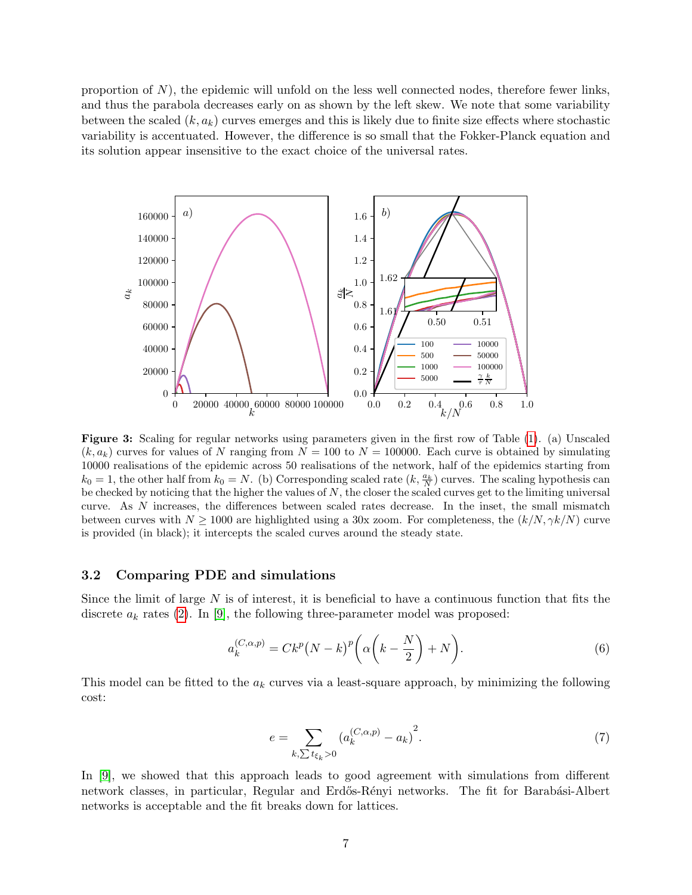proportion of $N$), the epidemic will unfold on the less well connected nodes, therefore fewer links, and thus the parabola decreases early on as shown by the left skew. We note that some variability between the scaled $(k, a_k)$ curves emerges and this is likely due to finite size effects where stochastic variability is accentuated. However, the difference is so small that the Fokker-Planck equation and its solution appear insensitive to the exact choice of the universal rates.

**Figure 3:** Scaling for regular networks using parameters given in the first row of Table (1). (a) Unscaled $(k, a_k)$ curves for values of $N$ ranging from $N = 100$ to $N = 100000$. Each curve is obtained by simulating 10000 realisations of the epidemic across 50 realisations of the network, half of the epidemics starting from $k_0 = 1$, the other half from $k_0 = N$. (b) Corresponding scaled rate $(k, \frac{a_k}{N})$ curves. The scaling hypothesis can be checked by noticing that the higher the values of $N$, the closer the scaled curves get to the limiting universal curve. As $N$ increases, the differences between scaled rates decrease. In the inset, the small mismatch between curves with $N \geq 1000$ are highlighted using a 30x zoom. For completeness, the $(k/N, \gamma k/N)$ curve is provided (in black); it intercepts the scaled curves around the steady state.

### 3.2 Comparing PDE and simulations

Since the limit of large $N$ is of interest, it is beneficial to have a continuous function that fits the discrete $a_k$ rates (2). In [9], the following three-parameter model was proposed:

$$a_k^{(C,\alpha,p)} = Ck^p\big(N-k\big)^p\Bigg(\alpha\bigg(k - \frac{N}{2}\bigg) + N\Bigg). \tag{6}$$

This model can be fitted to the $a_k$ curves via a least-square approach, by minimizing the following cost:

$$e = \sum_{k, \sum t_{\xi_k} > 0} \big(a_k^{(C,\alpha,p)} - a_k\big)^2. \tag{7}$$

In [9], we showed that this approach leads to good agreement with simulations from different network classes, in particular, Regular and Erdős-Rényi networks. The fit for Barabási-Albert networks is acceptable and the fit breaks down for lattices.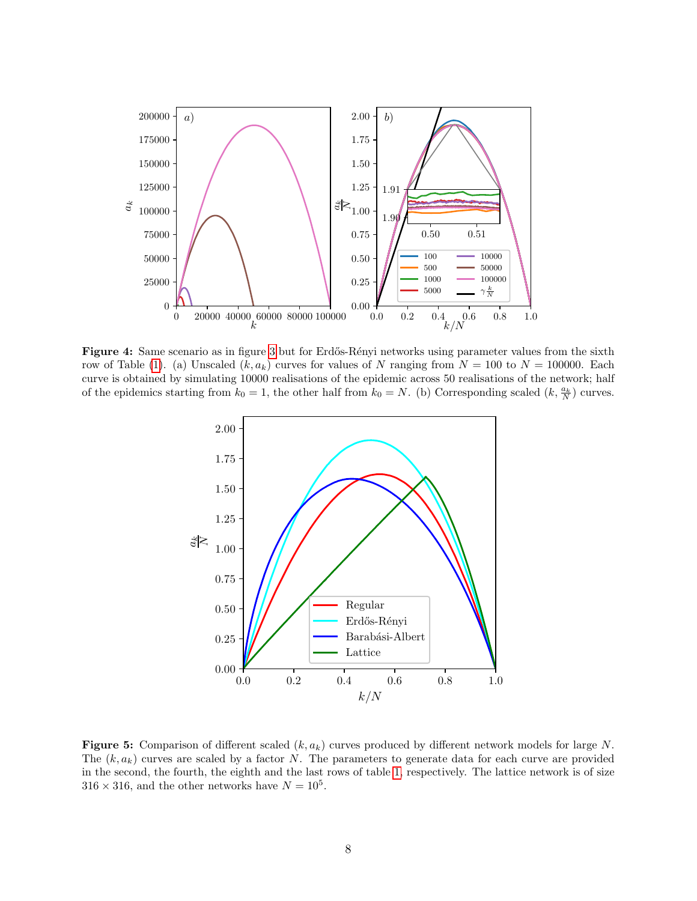**Figure 4:** Same scenario as in figure 3 but for Erdős-Rényi networks using parameter values from the sixth row of Table (1). (a) Unscaled $(k, a_k)$ curves for values of $N$ ranging from $N = 100$ to $N = 100000$. Each curve is obtained by simulating 10000 realisations of the epidemic across 50 realisations of the network; half of the epidemics starting from $k_0 = 1$, the other half from $k_0 = N$. (b) Corresponding scaled $(k, \frac{a_k}{N})$ curves.

**Figure 5:** Comparison of different scaled $(k, a_k)$ curves produced by different network models for large $N$. The $(k, a_k)$ curves are scaled by a factor $N$. The parameters to generate data for each curve are provided in the second, the fourth, the eighth and the last rows of table 1, respectively. The lattice network is of size $316 \times 316$, and the other networks have $N = 10^5$.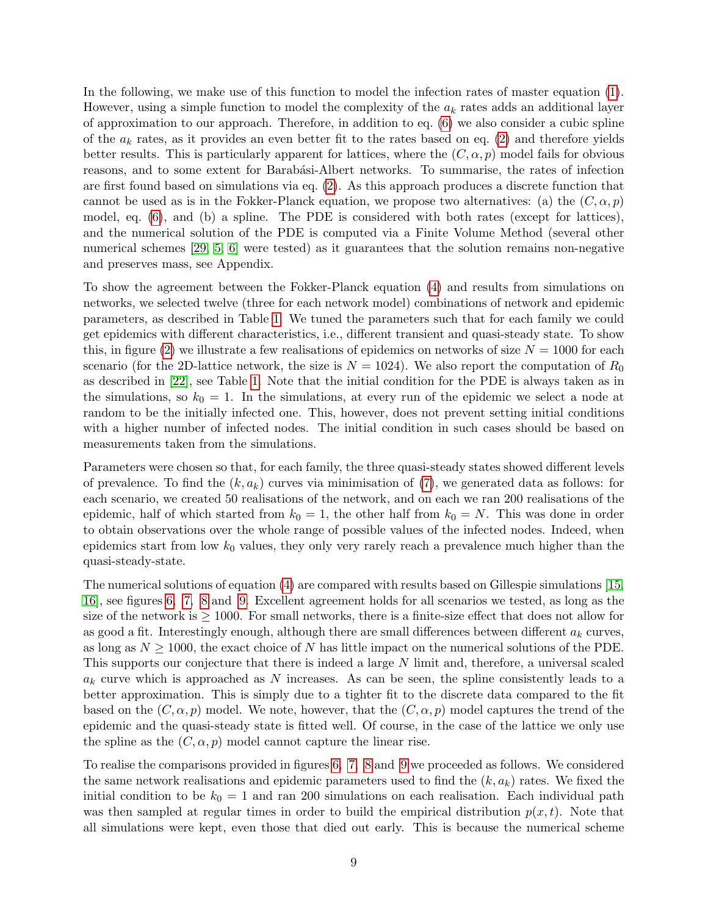In the following, we make use of this function to model the infection rates of master equation (1). However, using a simple function to model the complexity of the $a_k$ rates adds an additional layer of approximation to our approach. Therefore, in addition to eq. (6) we also consider a cubic spline of the $a_k$ rates, as it provides an even better fit to the rates based on eq. (2) and therefore yields better results. This is particularly apparent for lattices, where the $(C, \alpha, p)$ model fails for obvious reasons, and to some extent for Barabási-Albert networks. To summarise, the rates of infection are first found based on simulations via eq. (2). As this approach produces a discrete function that cannot be used as is in the Fokker-Planck equation, we propose two alternatives: (a) the $(C, \alpha, p)$ model, eq. (6), and (b) a spline. The PDE is considered with both rates (except for lattices), and the numerical solution of the PDE is computed via a Finite Volume Method (several other numerical schemes [29, 5, 6] were tested) as it guarantees that the solution remains non-negative and preserves mass, see Appendix.

To show the agreement between the Fokker-Planck equation (4) and results from simulations on networks, we selected twelve (three for each network model) combinations of network and epidemic parameters, as described in Table 1. We tuned the parameters such that for each family we could get epidemics with different characteristics, i.e., different transient and quasi-steady state. To show this, in figure (2) we illustrate a few realisations of epidemics on networks of size $N = 1000$ for each scenario (for the 2D-lattice network, the size is $N = 1024$). We also report the computation of $R_0$ as described in [22], see Table 1. Note that the initial condition for the PDE is always taken as in the simulations, so $k_0 = 1$. In the simulations, at every run of the epidemic we select a node at random to be the initially infected one. This, however, does not prevent setting initial conditions with a higher number of infected nodes. The initial condition in such cases should be based on measurements taken from the simulations.

Parameters were chosen so that, for each family, the three quasi-steady states showed different levels of prevalence. To find the $(k, a_k)$ curves via minimisation of (7), we generated data as follows: for each scenario, we created 50 realisations of the network, and on each we ran 200 realisations of the epidemic, half of which started from $k_0 = 1$, the other half from $k_0 = N$. This was done in order to obtain observations over the whole range of possible values of the infected nodes. Indeed, when epidemics start from low $k_0$ values, they only very rarely reach a prevalence much higher than the quasi-steady-state.

The numerical solutions of equation (4) are compared with results based on Gillespie simulations [15, 16], see figures 6, 7, 8 and 9. Excellent agreement holds for all scenarios we tested, as long as the size of the network is $\geq 1000$. For small networks, there is a finite-size effect that does not allow for as good a fit. Interestingly enough, although there are small differences between different $a_k$ curves, as long as $N \geq 1000$, the exact choice of $N$ has little impact on the numerical solutions of the PDE. This supports our conjecture that there is indeed a large $N$ limit and, therefore, a universal scaled $a_k$ curve which is approached as $N$ increases. As can be seen, the spline consistently leads to a better approximation. This is simply due to a tighter fit to the discrete data compared to the fit based on the $(C, \alpha, p)$ model. We note, however, that the $(C, \alpha, p)$ model captures the trend of the epidemic and the quasi-steady state is fitted well. Of course, in the case of the lattice we only use the spline as the $(C, \alpha, p)$ model cannot capture the linear rise.

To realise the comparisons provided in figures 6, 7, 8 and 9 we proceeded as follows. We considered the same network realisations and epidemic parameters used to find the $(k, a_k)$ rates. We fixed the initial condition to be $k_0 = 1$ and ran 200 simulations on each realisation. Each individual path was then sampled at regular times in order to build the empirical distribution $p(x, t)$. Note that all simulations were kept, even those that died out early. This is because the numerical scheme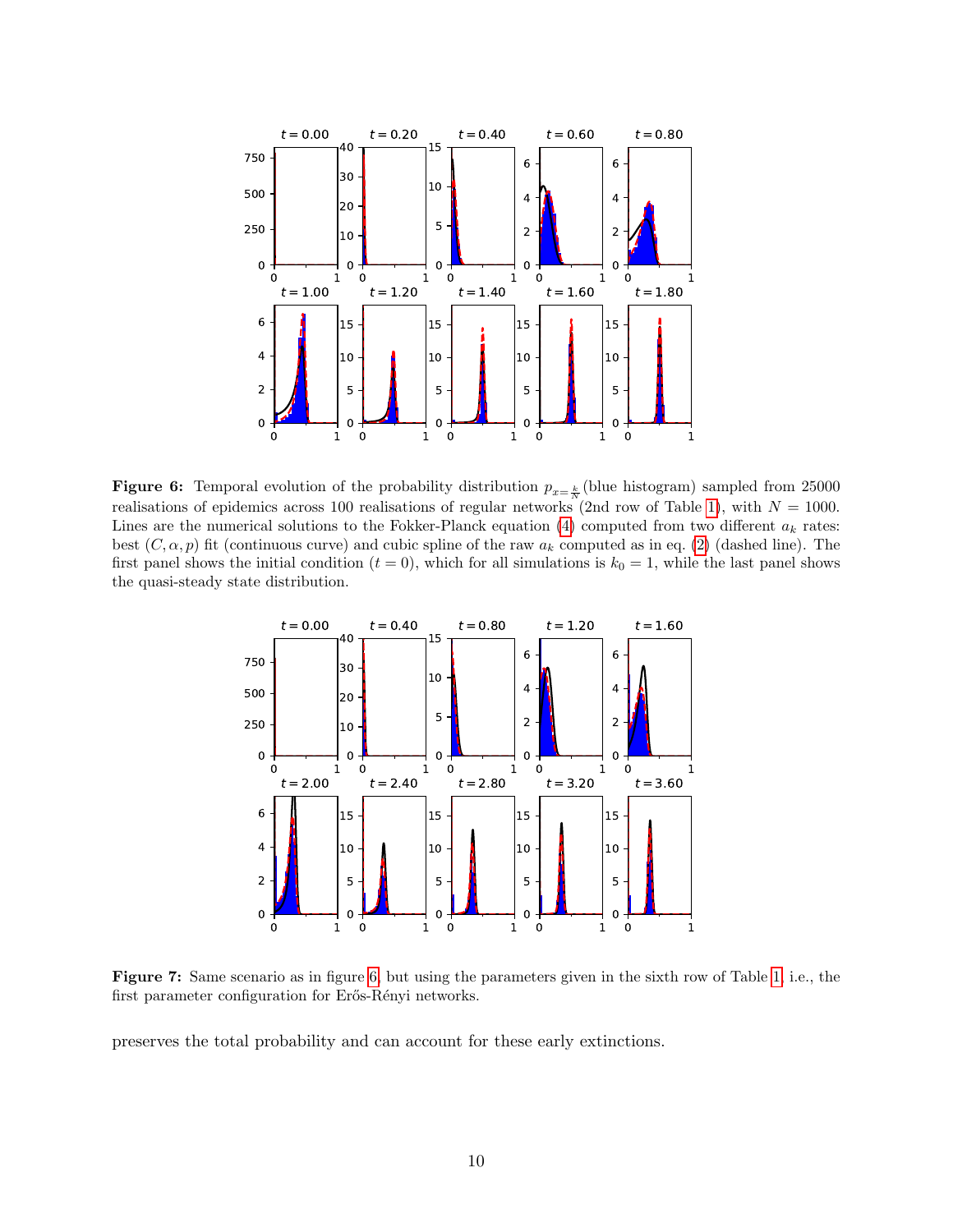**Figure 6:** Temporal evolution of the probability distribution $p_{x=\frac{k}{N}}$ (blue histogram) sampled from 25000 realisations of epidemics across 100 realisations of regular networks (2nd row of Table 1), with $N = 1000$. Lines are the numerical solutions to the Fokker-Planck equation (4) computed from two different $a_k$ rates: best $(C, \alpha, p)$ fit (continuous curve) and cubic spline of the raw $a_k$ computed as in eq. (2) (dashed line). The first panel shows the initial condition ($t = 0$), which for all simulations is $k_0 = 1$, while the last panel shows the quasi-steady state distribution.

**Figure 7:** Same scenario as in figure 6, but using the parameters given in the sixth row of Table 1, i.e., the first parameter configuration for Erős-Rényi networks.

preserves the total probability and can account for these early extinctions.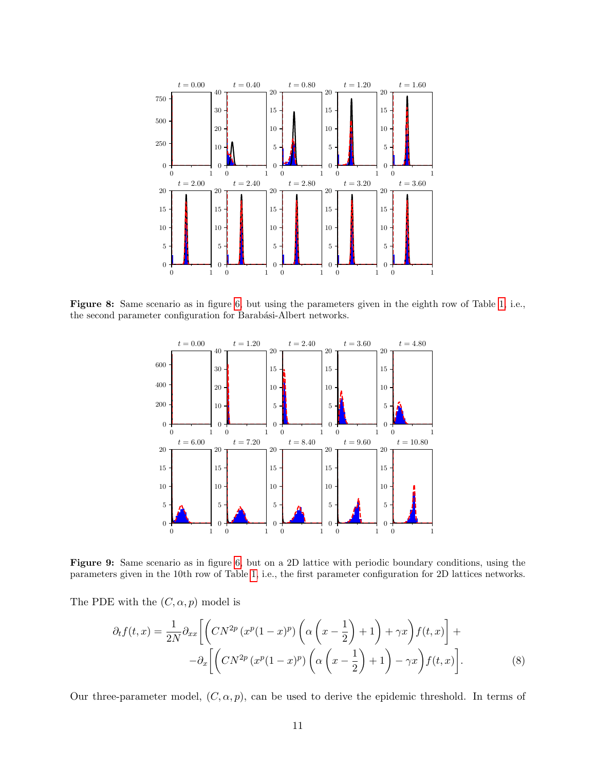**Figure 8:** Same scenario as in figure 6, but using the parameters given in the eighth row of Table 1, i.e., the second parameter configuration for Barabási-Albert networks.

**Figure 9:** Same scenario as in figure 6, but on a 2D lattice with periodic boundary conditions, using the parameters given in the 10th row of Table 1, i.e., the first parameter configuration for 2D lattices networks.

The PDE with the $(C, \alpha, p)$ model is

$$
\begin{aligned}
\partial_t f(t,x) = \frac{1}{2N}\partial_{xx}\Bigg[\Bigg(CN^{2p}\left(x^p(1-x)^p\right)\left(\alpha\left(x-\frac{1}{2}\right)+1\right)+\gamma x\Bigg)f(t,x)\Bigg] + \\
-\partial_x\Bigg[\Bigg(CN^{2p}\left(x^p(1-x)^p\right)\left(\alpha\left(x-\frac{1}{2}\right)+1\right)-\gamma x\Bigg)f(t,x)\Bigg]. \qquad (8)
\end{aligned}
$$

Our three-parameter model, $(C, \alpha, p)$, can be used to derive the epidemic threshold. In terms of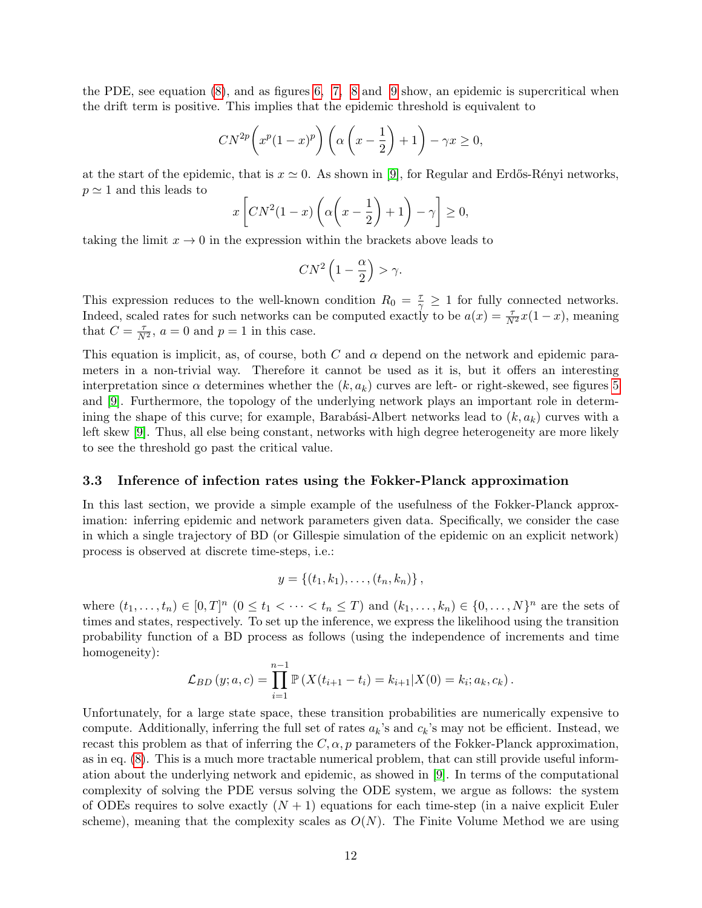the PDE, see equation (8), and as figures 6, 7, 8 and 9 show, an epidemic is supercritical when the drift term is positive. This implies that the epidemic threshold is equivalent to

$$CN^{2p}\left(x^p(1-x)^p\right)\left(\alpha\left(x-\frac{1}{2}\right)+1\right)-\gamma x \geq 0,$$

at the start of the epidemic, that is $x \simeq 0$. As shown in [9], for Regular and Erdős-Rényi networks, $p \simeq 1$ and this leads to

$$x\left[CN^2(1-x)\left(\alpha\left(x-\frac{1}{2}\right)+1\right)-\gamma\right] \geq 0,$$

taking the limit $x \to 0$ in the expression within the brackets above leads to

$$CN^2\left(1-\frac{\alpha}{2}\right) > \gamma.$$

This expression reduces to the well-known condition $R_0 = \frac{\tau}{\gamma} \geq 1$ for fully connected networks. Indeed, scaled rates for such networks can be computed exactly to be $a(x) = \frac{\tau}{N^2}x(1-x)$, meaning that $C = \frac{\tau}{N^2}$, $a = 0$ and $p = 1$ in this case.

This equation is implicit, as, of course, both $C$ and $\alpha$ depend on the network and epidemic parameters in a non-trivial way. Therefore it cannot be used as it is, but it offers an interesting interpretation since $\alpha$ determines whether the $(k, a_k)$ curves are left- or right-skewed, see figures 5 and [9]. Furthermore, the topology of the underlying network plays an important role in determining the shape of this curve; for example, Barabási-Albert networks lead to $(k, a_k)$ curves with a left skew [9]. Thus, all else being constant, networks with high degree heterogeneity are more likely to see the threshold go past the critical value.

### 3.3 Inference of infection rates using the Fokker-Planck approximation

In this last section, we provide a simple example of the usefulness of the Fokker-Planck approximation: inferring epidemic and network parameters given data. Specifically, we consider the case in which a single trajectory of BD (or Gillespie simulation of the epidemic on an explicit network) process is observed at discrete time-steps, i.e.:

$$y = \{(t_1, k_1), \ldots, (t_n, k_n)\},$$

where $(t_1, \ldots, t_n) \in [0, T]^n$ $(0 \leq t_1 < \cdots < t_n \leq T)$ and $(k_1, \ldots, k_n) \in \{0, \ldots, N\}^n$ are the sets of times and states, respectively. To set up the inference, we express the likelihood using the transition probability function of a BD process as follows (using the independence of increments and time homogeneity):

$$\mathcal{L}_{BD}(y; a, c) = \prod_{i=1}^{n-1} \mathbb{P}\left(X(t_{i+1}-t_i) = k_{i+1} | X(0) = k_i; a_k, c_k\right).$$

Unfortunately, for a large state space, these transition probabilities are numerically expensive to compute. Additionally, inferring the full set of rates $a_k$'s and $c_k$'s may not be efficient. Instead, we recast this problem as that of inferring the $C, \alpha, p$ parameters of the Fokker-Planck approximation, as in eq. (8). This is a much more tractable numerical problem, that can still provide useful information about the underlying network and epidemic, as showed in [9]. In terms of the computational complexity of solving the PDE versus solving the ODE system, we argue as follows: the system of ODEs requires to solve exactly $(N + 1)$ equations for each time-step (in a naive explicit Euler scheme), meaning that the complexity scales as $O(N)$. The Finite Volume Method we are using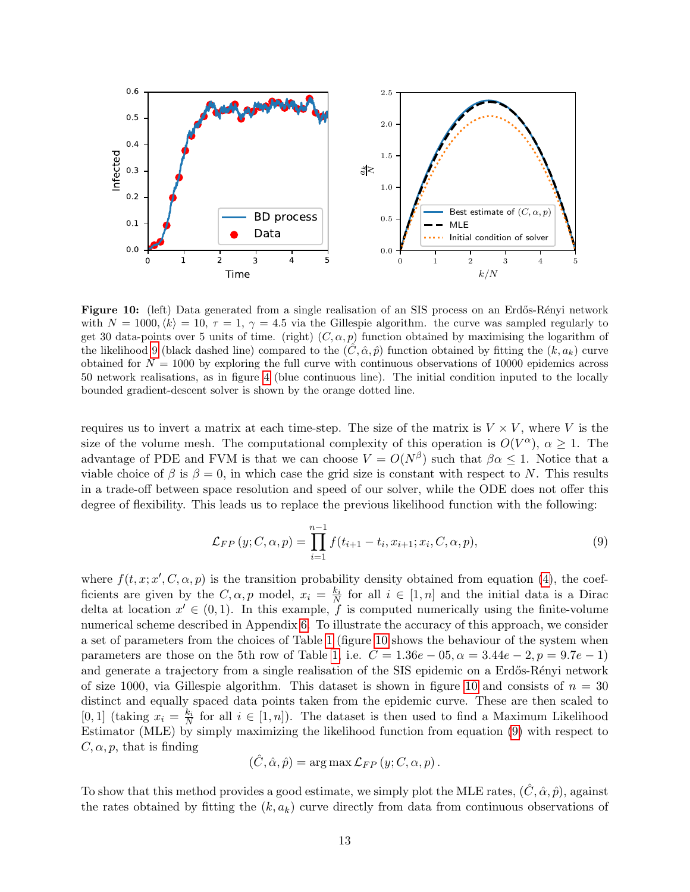**Figure 10:** (left) Data generated from a single realisation of an SIS process on an Erdős-Rényi network with $N = 1000, \langle k \rangle = 10$, $\tau = 1$, $\gamma = 4.5$ via the Gillespie algorithm. the curve was sampled regularly to get 30 data-points over 5 units of time. (right) $(C, \alpha, p)$ function obtained by maximising the logarithm of the likelihood 9 (black dashed line) compared to the $(\hat{C}, \hat{\alpha}, \hat{p})$ function obtained by fitting the $(k, a_k)$ curve obtained for $N = 1000$ by exploring the full curve with continuous observations of 10000 epidemics across 50 network realisations, as in figure 4 (blue continuous line). The initial condition inputed to the locally bounded gradient-descent solver is shown by the orange dotted line.

requires us to invert a matrix at each time-step. The size of the matrix is $V \times V$, where $V$ is the size of the volume mesh. The computational complexity of this operation is $O(V^{\alpha})$, $\alpha \geq 1$. The advantage of PDE and FVM is that we can choose $V = O(N^{\beta})$ such that $\beta\alpha \leq 1$. Notice that a viable choice of $\beta$ is $\beta = 0$, in which case the grid size is constant with respect to $N$. This results in a trade-off between space resolution and speed of our solver, while the ODE does not offer this degree of flexibility. This leads us to replace the previous likelihood function with the following:

$$\mathcal{L}_{FP}\left(y; C, \alpha, p\right) = \prod_{i=1}^{n-1} f(t_{i+1} - t_i, x_{i+1}; x_i, C, \alpha, p), \tag{9}$$

where $f(t, x; x', C, \alpha, p)$ is the transition probability density obtained from equation (4), the coefficients are given by the $C, \alpha, p$ model, $x_i = \frac{k_i}{N}$ for all $i \in [1, n]$ and the initial data is a Dirac delta at location $x' \in (0, 1)$. In this example, $f$ is computed numerically using the finite-volume numerical scheme described in Appendix 6. To illustrate the accuracy of this approach, we consider a set of parameters from the choices of Table 1 (figure 10 shows the behaviour of the system when parameters are those on the 5th row of Table 1, i.e. $C = 1.36e-05, \alpha = 3.44e-2, p = 9.7e-1$) and generate a trajectory from a single realisation of the SIS epidemic on a Erdős-Rényi network of size 1000, via Gillespie algorithm. This dataset is shown in figure 10 and consists of $n = 30$ distinct and equally spaced data points taken from the epidemic curve. These are then scaled to $[0, 1]$ (taking $x_i = \frac{k_i}{N}$ for all $i \in [1, n]$). The dataset is then used to find a Maximum Likelihood Estimator (MLE) by simply maximizing the likelihood function from equation (9) with respect to $C, \alpha, p$, that is finding

$$(\hat{C}, \hat{\alpha}, \hat{p}) = \arg\max \mathcal{L}_{FP}\left(y; C, \alpha, p\right).$$

To show that this method provides a good estimate, we simply plot the MLE rates, $(\hat{C}, \hat{\alpha}, \hat{p})$, against the rates obtained by fitting the $(k, a_k)$ curve directly from data from continuous observations of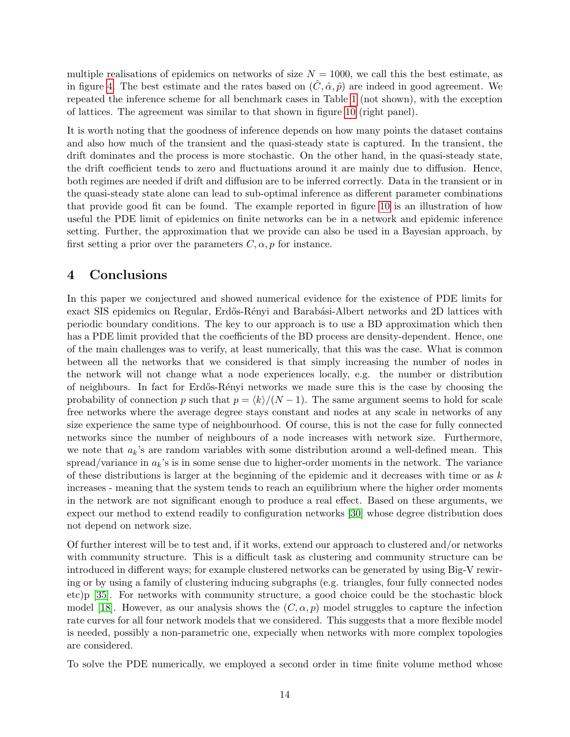multiple realisations of epidemics on networks of size $N = 1000$, we call this the best estimate, as in figure 4. The best estimate and the rates based on $(\hat{C}, \hat{\alpha}, \hat{p})$ are indeed in good agreement. We repeated the inference scheme for all benchmark cases in Table 1 (not shown), with the exception of lattices. The agreement was similar to that shown in figure 10 (right panel).

It is worth noting that the goodness of inference depends on how many points the dataset contains and also how much of the transient and the quasi-steady state is captured. In the transient, the drift dominates and the process is more stochastic. On the other hand, in the quasi-steady state, the drift coefficient tends to zero and fluctuations around it are mainly due to diffusion. Hence, both regimes are needed if drift and diffusion are to be inferred correctly. Data in the transient or in the quasi-steady state alone can lead to sub-optimal inference as different parameter combinations that provide good fit can be found. The example reported in figure 10 is an illustration of how useful the PDE limit of epidemics on finite networks can be in a network and epidemic inference setting. Further, the approximation that we provide can also be used in a Bayesian approach, by first setting a prior over the parameters $C, \alpha, p$ for instance.

# 4 Conclusions

In this paper we conjectured and showed numerical evidence for the existence of PDE limits for exact SIS epidemics on Regular, Erdős-Rényi and Barabási-Albert networks and 2D lattices with periodic boundary conditions. The key to our approach is to use a BD approximation which then has a PDE limit provided that the coefficients of the BD process are density-dependent. Hence, one of the main challenges was to verify, at least numerically, that this was the case. What is common between all the networks that we considered is that simply increasing the number of nodes in the network will not change what a node experiences locally, e.g. the number or distribution of neighbours. In fact for Erdős-Rényi networks we made sure this is the case by choosing the probability of connection $p$ such that $p = \langle k \rangle/(N-1)$. The same argument seems to hold for scale free networks where the average degree stays constant and nodes at any scale in networks of any size experience the same type of neighbourhood. Of course, this is not the case for fully connected networks since the number of neighbours of a node increases with network size. Furthermore, we note that $a_k$'s are random variables with some distribution around a well-defined mean. This spread/variance in $a_k$'s is in some sense due to higher-order moments in the network. The variance of these distributions is larger at the beginning of the epidemic and it decreases with time or as $k$ increases - meaning that the system tends to reach an equilibrium where the higher order moments in the network are not significant enough to produce a real effect. Based on these arguments, we expect our method to extend readily to configuration networks [30] whose degree distribution does not depend on network size.

Of further interest will be to test and, if it works, extend our approach to clustered and/or networks with community structure. This is a difficult task as clustering and community structure can be introduced in different ways; for example clustered networks can be generated by using Big-V rewiring or by using a family of clustering inducing subgraphs (e.g. triangles, four fully connected nodes etc)p [35]. For networks with community structure, a good choice could be the stochastic block model [18]. However, as our analysis shows the $(C, \alpha, p)$ model struggles to capture the infection rate curves for all four network models that we considered. This suggests that a more flexible model is needed, possibly a non-parametric one, expecially when networks with more complex topologies are considered.

To solve the PDE numerically, we employed a second order in time finite volume method whose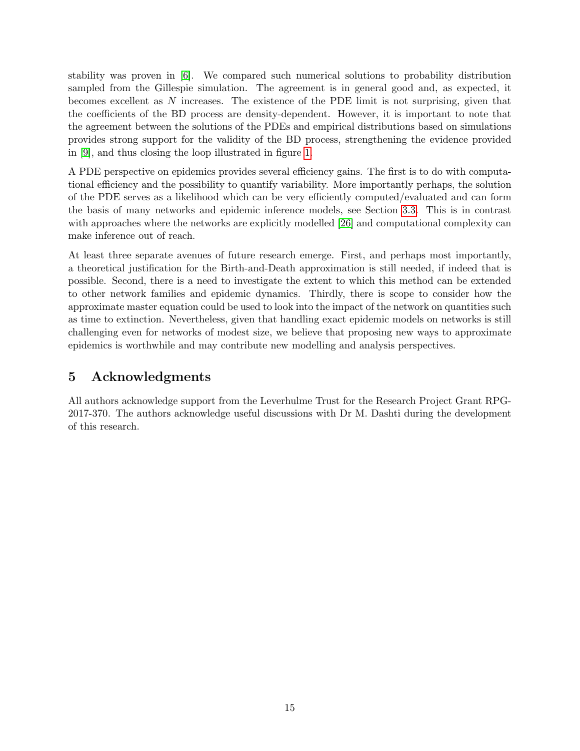stability was proven in [6]. We compared such numerical solutions to probability distribution sampled from the Gillespie simulation. The agreement is in general good and, as expected, it becomes excellent as $N$ increases. The existence of the PDE limit is not surprising, given that the coefficients of the BD process are density-dependent. However, it is important to note that the agreement between the solutions of the PDEs and empirical distributions based on simulations provides strong support for the validity of the BD process, strengthening the evidence provided in [9], and thus closing the loop illustrated in figure 1.

A PDE perspective on epidemics provides several efficiency gains. The first is to do with computational efficiency and the possibility to quantify variability. More importantly perhaps, the solution of the PDE serves as a likelihood which can be very efficiently computed/evaluated and can form the basis of many networks and epidemic inference models, see Section 3.3. This is in contrast with approaches where the networks are explicitly modelled [26] and computational complexity can make inference out of reach.

At least three separate avenues of future research emerge. First, and perhaps most importantly, a theoretical justification for the Birth-and-Death approximation is still needed, if indeed that is possible. Second, there is a need to investigate the extent to which this method can be extended to other network families and epidemic dynamics. Thirdly, there is scope to consider how the approximate master equation could be used to look into the impact of the network on quantities such as time to extinction. Nevertheless, given that handling exact epidemic models on networks is still challenging even for networks of modest size, we believe that proposing new ways to approximate epidemics is worthwhile and may contribute new modelling and analysis perspectives.

# 5 Acknowledgments

All authors acknowledge support from the Leverhulme Trust for the Research Project Grant RPG-2017-370. The authors acknowledge useful discussions with Dr M. Dashti during the development of this research.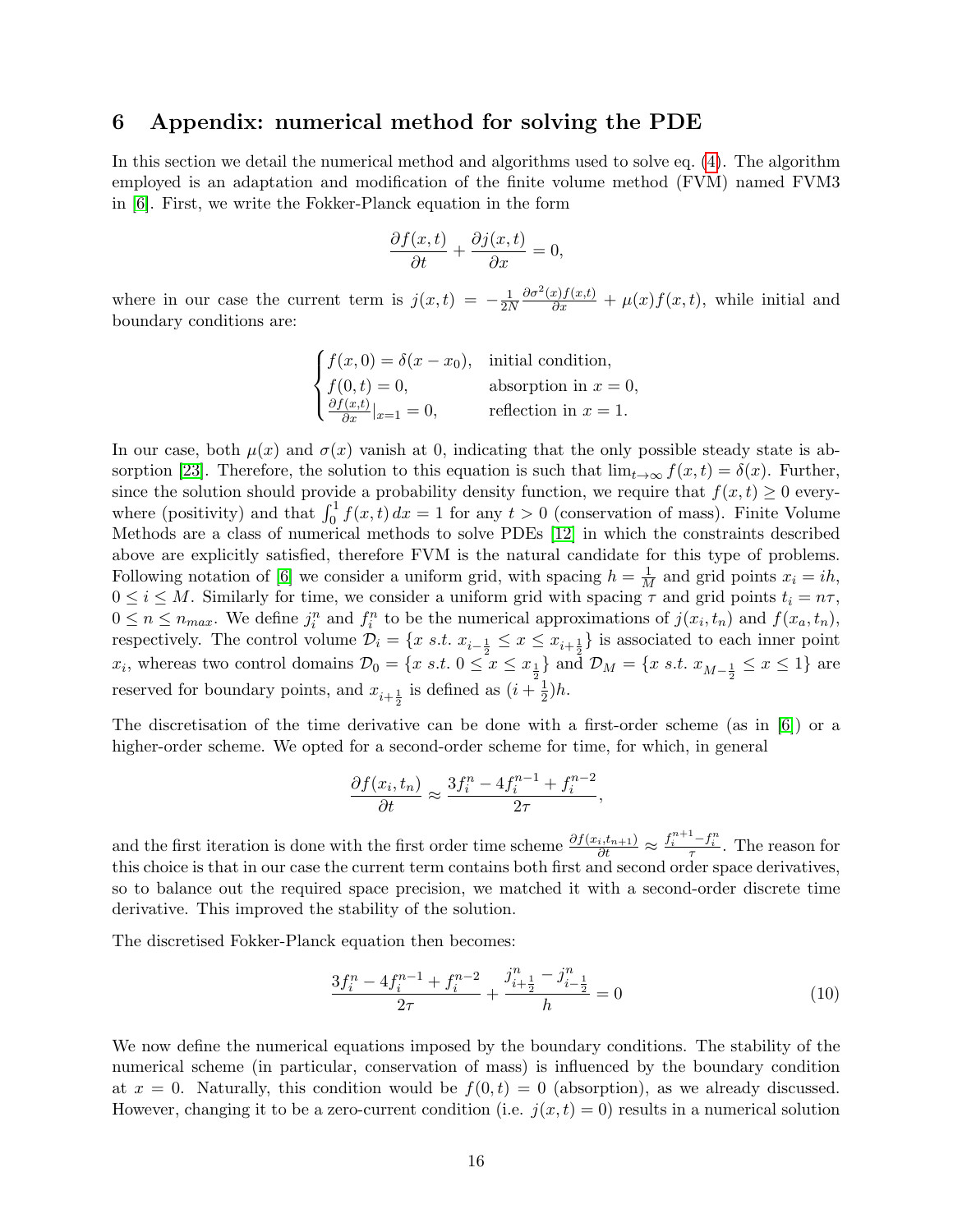# 6 Appendix: numerical method for solving the PDE

In this section we detail the numerical method and algorithms used to solve eq. (4). The algorithm employed is an adaptation and modification of the finite volume method (FVM) named FVM3 in [6]. First, we write the Fokker-Planck equation in the form

$$\frac{\partial f(x,t)}{\partial t} + \frac{\partial j(x,t)}{\partial x} = 0,$$

where in our case the current term is $j(x,t) = -\frac{1}{2N}\frac{\partial \sigma^2(x) f(x,t)}{\partial x} + \mu(x) f(x,t)$, while initial and boundary conditions are:

$$\begin{cases} f(x,0) = \delta(x - x_0), & \text{initial condition,} \\ f(0,t) = 0, & \text{absorption in } x = 0, \\ \frac{\partial f(x,t)}{\partial x}|_{x=1} = 0, & \text{reflection in } x = 1. \end{cases}$$

In our case, both $\mu(x)$ and $\sigma(x)$ vanish at 0, indicating that the only possible steady state is absorption [23]. Therefore, the solution to this equation is such that $\lim_{t\to\infty} f(x,t) = \delta(x)$. Further, since the solution should provide a probability density function, we require that $f(x,t) \geq 0$ everywhere (positivity) and that $\int_0^1 f(x,t)\,dx = 1$ for any $t > 0$ (conservation of mass). Finite Volume Methods are a class of numerical methods to solve PDEs [12] in which the constraints described above are explicitly satisfied, therefore FVM is the natural candidate for this type of problems. Following notation of [6] we consider a uniform grid, with spacing $h = \frac{1}{M}$ and grid points $x_i = ih$, $0 \leq i \leq M$. Similarly for time, we consider a uniform grid with spacing $\tau$ and grid points $t_i = n\tau$, $0 \leq n \leq n_{max}$. We define $j_i^n$ and $f_i^n$ to be the numerical approximations of $j(x_i, t_n)$ and $f(x_a, t_n)$, respectively. The control volume $\mathcal{D}_i = \{x \text{ s.t. } x_{i-\frac{1}{2}} \leq x \leq x_{i+\frac{1}{2}}\}$ is associated to each inner point $x_i$, whereas two control domains $\mathcal{D}_0 = \{x \text{ s.t. } 0 \leq x \leq x_{\frac{1}{2}}\}$ and $\mathcal{D}_M = \{x \text{ s.t. } x_{M-\frac{1}{2}} \leq x \leq 1\}$ are reserved for boundary points, and $x_{i+\frac{1}{2}}$ is defined as $(i + \frac{1}{2})h$.

The discretisation of the time derivative can be done with a first-order scheme (as in [6]) or a higher-order scheme. We opted for a second-order scheme for time, for which, in general

$$\frac{\partial f(x_i, t_n)}{\partial t} \approx \frac{3f_i^n - 4f_i^{n-1} + f_i^{n-2}}{2\tau},$$

and the first iteration is done with the first order time scheme $\frac{\partial f(x_i, t_{n+1})}{\partial t} \approx \frac{f_i^{n+1} - f_i^n}{\tau}$. The reason for this choice is that in our case the current term contains both first and second order space derivatives, so to balance out the required space precision, we matched it with a second-order discrete time derivative. This improved the stability of the solution.

The discretised Fokker-Planck equation then becomes:

$$\frac{3f_i^n - 4f_i^{n-1} + f_i^{n-2}}{2\tau} + \frac{j_{i+\frac{1}{2}}^n - j_{i-\frac{1}{2}}^n}{h} = 0 \tag{10}$$

We now define the numerical equations imposed by the boundary conditions. The stability of the numerical scheme (in particular, conservation of mass) is influenced by the boundary condition at $x = 0$. Naturally, this condition would be $f(0,t) = 0$ (absorption), as we already discussed. However, changing it to be a zero-current condition (i.e. $j(x,t) = 0$) results in a numerical solution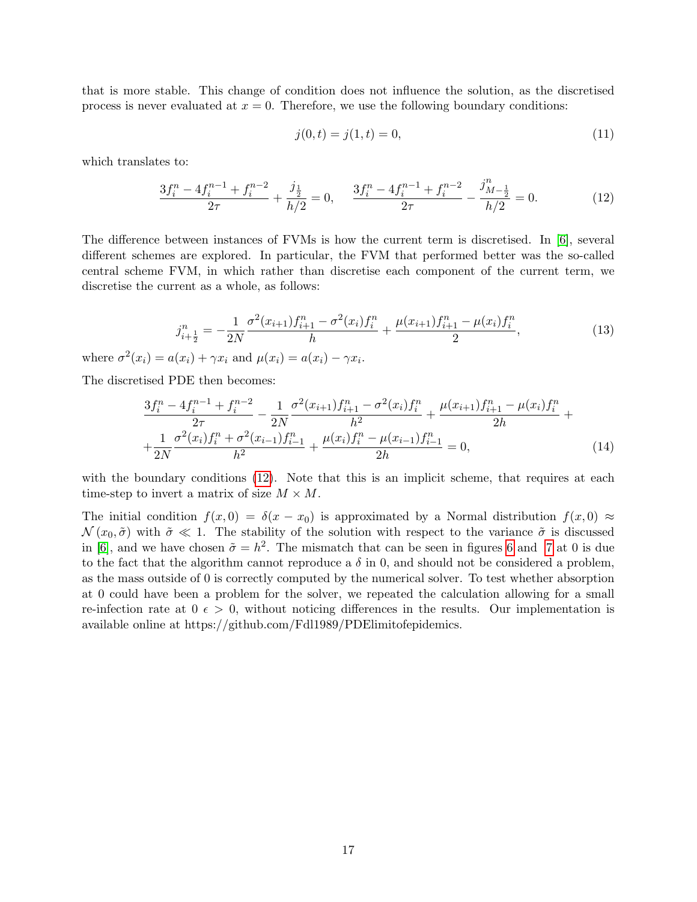that is more stable. This change of condition does not influence the solution, as the discretised process is never evaluated at $x = 0$. Therefore, we use the following boundary conditions:

$$j(0,t) = j(1,t) = 0, \tag{11}$$

which translates to:

$$\frac{3f_i^n - 4f_i^{n-1} + f_i^{n-2}}{2\tau} + \frac{j_{\frac{1}{2}}}{h/2} = 0, \quad \frac{3f_i^n - 4f_i^{n-1} + f_i^{n-2}}{2\tau} - \frac{j^n_{M-\frac{1}{2}}}{h/2} = 0. \tag{12}$$

The difference between instances of FVMs is how the current term is discretised. In [6], several different schemes are explored. In particular, the FVM that performed better was the so-called central scheme FVM, in which rather than discretise each component of the current term, we discretise the current as a whole, as follows:

$$j^n_{i+\frac{1}{2}} = -\frac{1}{2N}\frac{\sigma^2(x_{i+1})f^n_{i+1} - \sigma^2(x_i)f^n_i}{h} + \frac{\mu(x_{i+1})f^n_{i+1} - \mu(x_i)f^n_i}{2}, \tag{13}$$

where $\sigma^2(x_i) = a(x_i) + \gamma x_i$ and $\mu(x_i) = a(x_i) - \gamma x_i$.

The discretised PDE then becomes:

$$\begin{aligned}
&\frac{3f_i^n - 4f_i^{n-1} + f_i^{n-2}}{2\tau} - \frac{1}{2N}\frac{\sigma^2(x_{i+1})f^n_{i+1} - \sigma^2(x_i)f^n_i}{h^2} + \frac{\mu(x_{i+1})f^n_{i+1} - \mu(x_i)f^n_i}{2h} + \\
&+\frac{1}{2N}\frac{\sigma^2(x_i)f^n_i + \sigma^2(x_{i-1})f^n_{i-1}}{h^2} + \frac{\mu(x_i)f^n_i - \mu(x_{i-1})f^n_{i-1}}{2h} = 0,
\end{aligned} \tag{14}$$

with the boundary conditions (12). Note that this is an implicit scheme, that requires at each time-step to invert a matrix of size $M \times M$.

The initial condition $f(x,0) = \delta(x - x_0)$ is approximated by a Normal distribution $f(x,0) \approx \mathcal{N}(x_0, \tilde{\sigma})$ with $\tilde{\sigma} \ll 1$. The stability of the solution with respect to the variance $\tilde{\sigma}$ is discussed in [6], and we have chosen $\tilde{\sigma} = h^2$. The mismatch that can be seen in figures 6 and 7 at 0 is due to the fact that the algorithm cannot reproduce a $\delta$ in 0, and should not be considered a problem, as the mass outside of 0 is correctly computed by the numerical solver. To test whether absorption at 0 could have been a problem for the solver, we repeated the calculation allowing for a small re-infection rate at 0 $\epsilon > 0$, without noticing differences in the results. Our implementation is available online at https://github.com/Fdl1989/PDElimitofepidemics.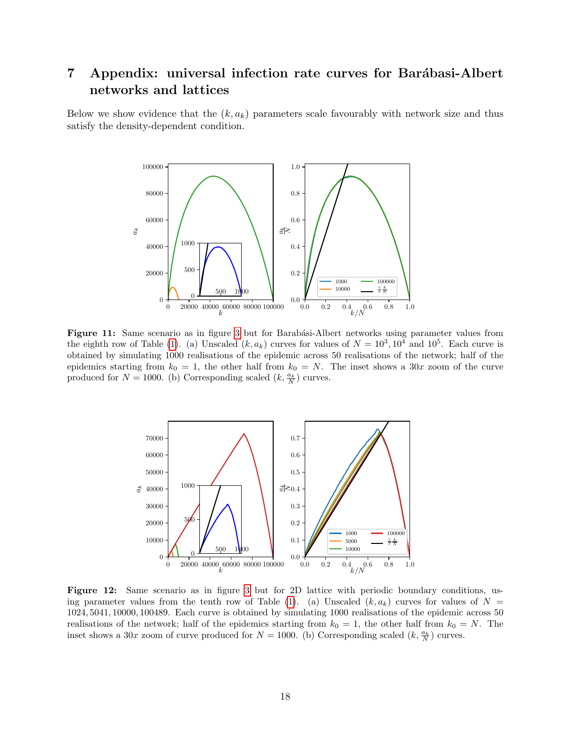# 7 Appendix: universal infection rate curves for Barábasi-Albert networks and lattices

Below we show evidence that the $(k, a_k)$ parameters scale favourably with network size and thus satisfy the density-dependent condition.

**Figure 11:** Same scenario as in figure 3 but for Barabási-Albert networks using parameter values from the eighth row of Table (1). (a) Unscaled $(k, a_k)$ curves for values of $N = 10^3, 10^4$ and $10^5$. Each curve is obtained by simulating 1000 realisations of the epidemic across 50 realisations of the network; half of the epidemics starting from $k_0 = 1$, the other half from $k_0 = N$. The inset shows a $30x$ zoom of the curve produced for $N = 1000$. (b) Corresponding scaled $(k, \frac{a_k}{N})$ curves.

**Figure 12:** Same scenario as in figure 3 but for 2D lattice with periodic boundary conditions, using parameter values from the tenth row of Table (1). (a) Unscaled $(k, a_k)$ curves for values of $N = 1024, 5041, 10000, 100489$. Each curve is obtained by simulating 1000 realisations of the epidemic across 50 realisations of the network; half of the epidemics starting from $k_0 = 1$, the other half from $k_0 = N$. The inset shows a $30x$ zoom of curve produced for $N = 1000$. (b) Corresponding scaled $(k, \frac{a_k}{N})$ curves.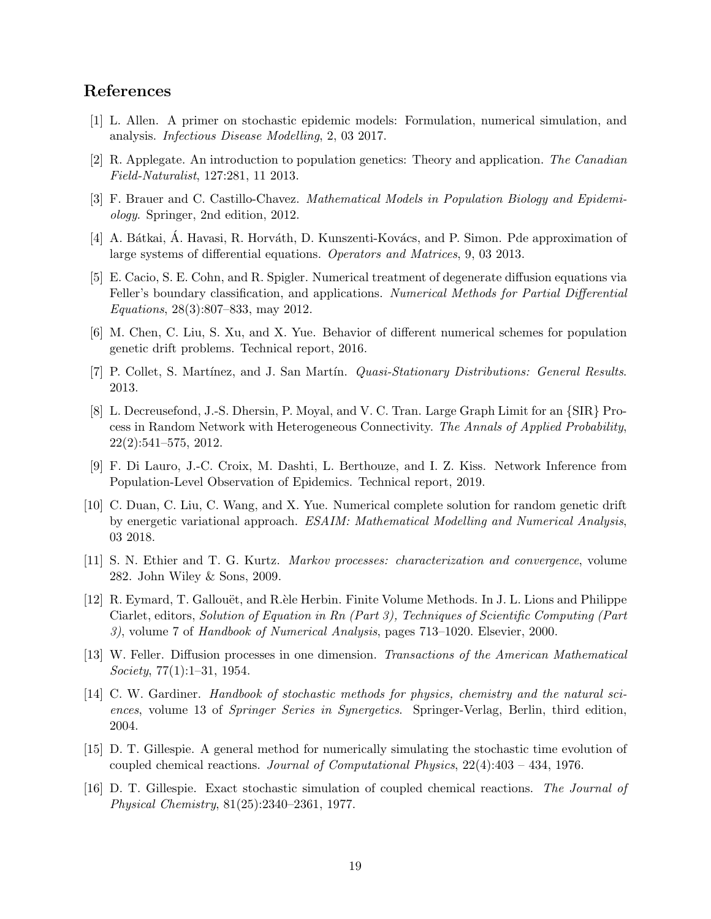## References

[1] L. Allen. A primer on stochastic epidemic models: Formulation, numerical simulation, and analysis. *Infectious Disease Modelling*, 2, 03 2017.

[2] R. Applegate. An introduction to population genetics: Theory and application. *The Canadian Field-Naturalist*, 127:281, 11 2013.

[3] F. Brauer and C. Castillo-Chavez. *Mathematical Models in Population Biology and Epidemiology*. Springer, 2nd edition, 2012.

[4] A. Bátkai, Á. Havasi, R. Horváth, D. Kunszenti-Kovács, and P. Simon. Pde approximation of large systems of differential equations. *Operators and Matrices*, 9, 03 2013.

[5] E. Cacio, S. E. Cohn, and R. Spigler. Numerical treatment of degenerate diffusion equations via Feller's boundary classification, and applications. *Numerical Methods for Partial Differential Equations*, 28(3):807–833, may 2012.

[6] M. Chen, C. Liu, S. Xu, and X. Yue. Behavior of different numerical schemes for population genetic drift problems. Technical report, 2016.

[7] P. Collet, S. Martínez, and J. San Martín. *Quasi-Stationary Distributions: General Results*. 2013.

[8] L. Decreusefond, J.-S. Dhersin, P. Moyal, and V. C. Tran. Large Graph Limit for an {SIR} Process in Random Network with Heterogeneous Connectivity. *The Annals of Applied Probability*, 22(2):541–575, 2012.

[9] F. Di Lauro, J.-C. Croix, M. Dashti, L. Berthouze, and I. Z. Kiss. Network Inference from Population-Level Observation of Epidemics. Technical report, 2019.

[10] C. Duan, C. Liu, C. Wang, and X. Yue. Numerical complete solution for random genetic drift by energetic variational approach. *ESAIM: Mathematical Modelling and Numerical Analysis*, 03 2018.

[11] S. N. Ethier and T. G. Kurtz. *Markov processes: characterization and convergence*, volume 282. John Wiley & Sons, 2009.

[12] R. Eymard, T. Gallouët, and R.èle Herbin. Finite Volume Methods. In J. L. Lions and Philippe Ciarlet, editors, *Solution of Equation in Rn (Part 3), Techniques of Scientific Computing (Part 3)*, volume 7 of *Handbook of Numerical Analysis*, pages 713–1020. Elsevier, 2000.

[13] W. Feller. Diffusion processes in one dimension. *Transactions of the American Mathematical Society*, 77(1):1–31, 1954.

[14] C. W. Gardiner. *Handbook of stochastic methods for physics, chemistry and the natural sciences*, volume 13 of *Springer Series in Synergetics*. Springer-Verlag, Berlin, third edition, 2004.

[15] D. T. Gillespie. A general method for numerically simulating the stochastic time evolution of coupled chemical reactions. *Journal of Computational Physics*, 22(4):403 – 434, 1976.

[16] D. T. Gillespie. Exact stochastic simulation of coupled chemical reactions. *The Journal of Physical Chemistry*, 81(25):2340–2361, 1977.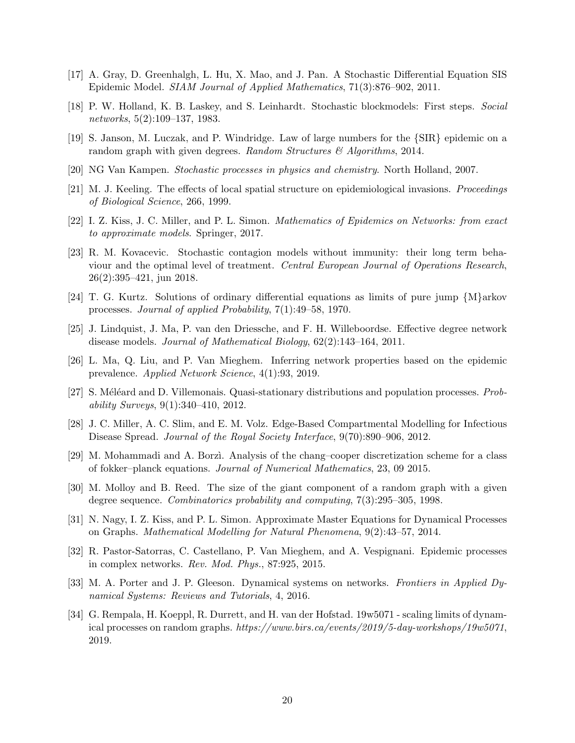[17] A. Gray, D. Greenhalgh, L. Hu, X. Mao, and J. Pan. A Stochastic Differential Equation SIS Epidemic Model. *SIAM Journal of Applied Mathematics*, 71(3):876–902, 2011.

[18] P. W. Holland, K. B. Laskey, and S. Leinhardt. Stochastic blockmodels: First steps. *Social networks*, 5(2):109–137, 1983.

[19] S. Janson, M. Luczak, and P. Windridge. Law of large numbers for the {SIR} epidemic on a random graph with given degrees. *Random Structures & Algorithms*, 2014.

[20] NG Van Kampen. *Stochastic processes in physics and chemistry*. North Holland, 2007.

[21] M. J. Keeling. The effects of local spatial structure on epidemiological invasions. *Proceedings of Biological Science*, 266, 1999.

[22] I. Z. Kiss, J. C. Miller, and P. L. Simon. *Mathematics of Epidemics on Networks: from exact to approximate models*. Springer, 2017.

[23] R. M. Kovacevic. Stochastic contagion models without immunity: their long term behaviour and the optimal level of treatment. *Central European Journal of Operations Research*, 26(2):395–421, jun 2018.

[24] T. G. Kurtz. Solutions of ordinary differential equations as limits of pure jump {M}arkov processes. *Journal of applied Probability*, 7(1):49–58, 1970.

[25] J. Lindquist, J. Ma, P. van den Driessche, and F. H. Willeboordse. Effective degree network disease models. *Journal of Mathematical Biology*, 62(2):143–164, 2011.

[26] L. Ma, Q. Liu, and P. Van Mieghem. Inferring network properties based on the epidemic prevalence. *Applied Network Science*, 4(1):93, 2019.

[27] S. Méléard and D. Villemonais. Quasi-stationary distributions and population processes. *Probability Surveys*, 9(1):340–410, 2012.

[28] J. C. Miller, A. C. Slim, and E. M. Volz. Edge-Based Compartmental Modelling for Infectious Disease Spread. *Journal of the Royal Society Interface*, 9(70):890–906, 2012.

[29] M. Mohammadi and A. Borzì. Analysis of the chang–cooper discretization scheme for a class of fokker–planck equations. *Journal of Numerical Mathematics*, 23, 09 2015.

[30] M. Molloy and B. Reed. The size of the giant component of a random graph with a given degree sequence. *Combinatorics probability and computing*, 7(3):295–305, 1998.

[31] N. Nagy, I. Z. Kiss, and P. L. Simon. Approximate Master Equations for Dynamical Processes on Graphs. *Mathematical Modelling for Natural Phenomena*, 9(2):43–57, 2014.

[32] R. Pastor-Satorras, C. Castellano, P. Van Mieghem, and A. Vespignani. Epidemic processes in complex networks. *Rev. Mod. Phys.*, 87:925, 2015.

[33] M. A. Porter and J. P. Gleeson. Dynamical systems on networks. *Frontiers in Applied Dynamical Systems: Reviews and Tutorials*, 4, 2016.

[34] G. Rempala, H. Koeppl, R. Durrett, and H. van der Hofstad. 19w5071 - scaling limits of dynamical processes on random graphs. *https://www.birs.ca/events/2019/5-day-workshops/19w5071*, 2019.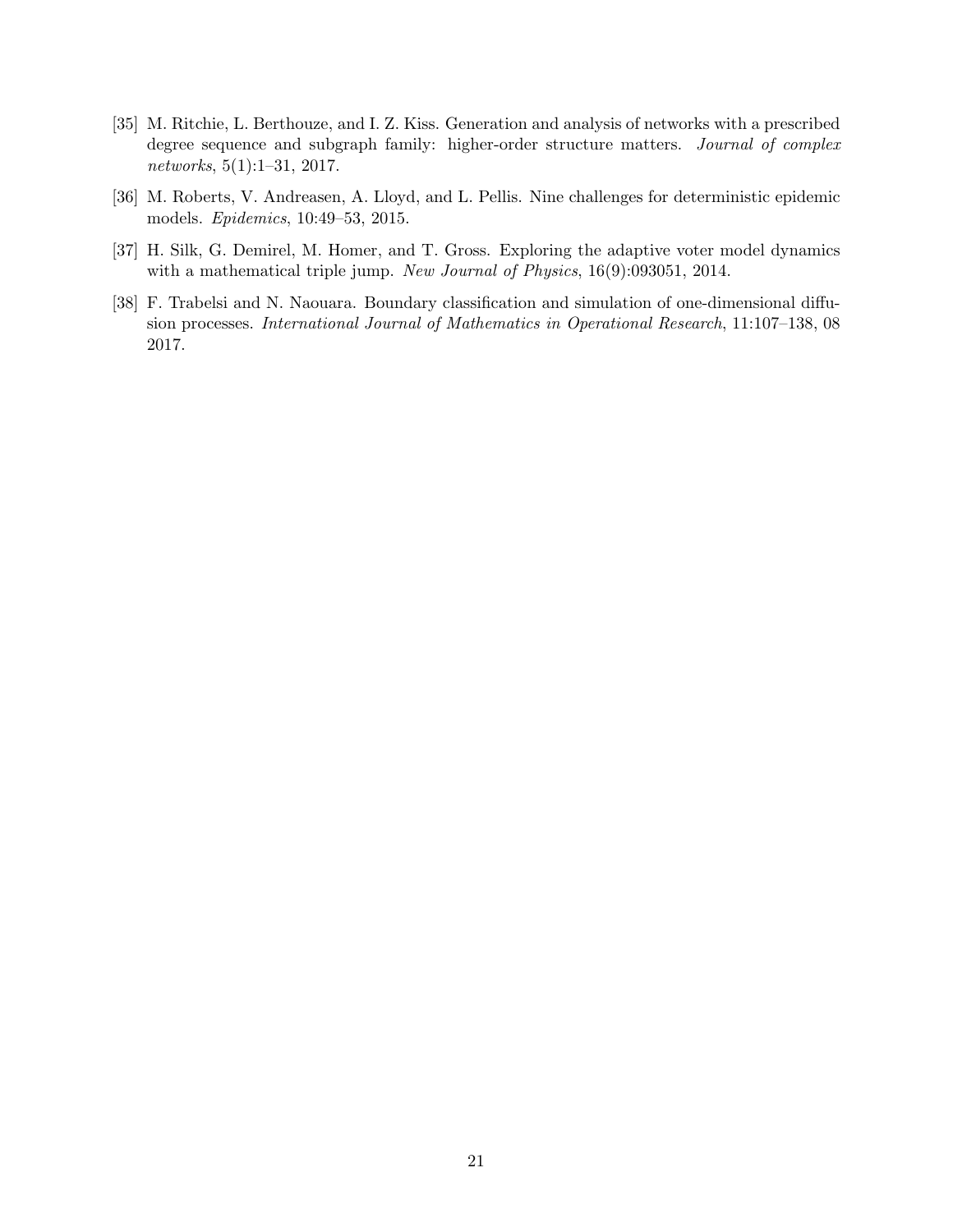[35] M. Ritchie, L. Berthouze, and I. Z. Kiss. Generation and analysis of networks with a prescribed degree sequence and subgraph family: higher-order structure matters. *Journal of complex networks*, 5(1):1–31, 2017.

[36] M. Roberts, V. Andreasen, A. Lloyd, and L. Pellis. Nine challenges for deterministic epidemic models. *Epidemics*, 10:49–53, 2015.

[37] H. Silk, G. Demirel, M. Homer, and T. Gross. Exploring the adaptive voter model dynamics with a mathematical triple jump. *New Journal of Physics*, 16(9):093051, 2014.

[38] F. Trabelsi and N. Naouara. Boundary classification and simulation of one-dimensional diffusion processes. *International Journal of Mathematics in Operational Research*, 11:107–138, 08 2017.